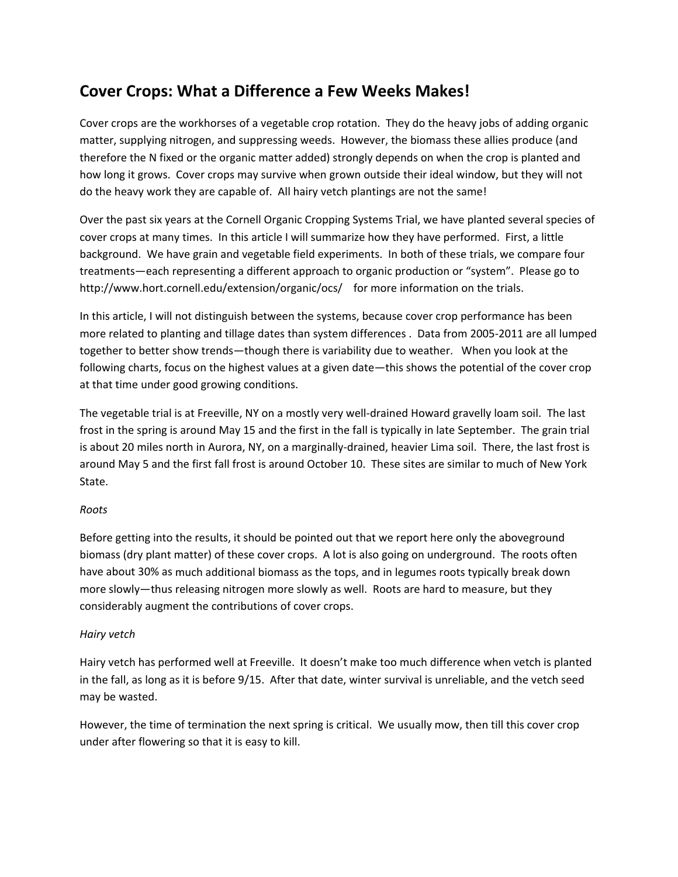# Cover Crops: What a Difference a Few Weeks Makes!

Cover crops are the workhorses of a vegetable crop rotation. They do the heavy jobs of adding organic matter, supplying nitrogen, and suppressing weeds. However, the biomass these allies produce (and therefore the N fixed or the organic matter added) strongly depends on when the crop is planted and how long it grows. Cover crops may survive when grown outside their ideal window, but they will not do the heavy work they are capable of. All hairy vetch plantings are not the same!

Over the past six years at the Cornell Organic Cropping Systems Trial, we have planted several species of cover crops at many times. In this article I will summarize how they have performed. First, a little background. We have grain and vegetable field experiments. In both of these trials, we compare four treatments—each representing a different approach to organic production or "system". Please go to http://www.hort.cornell.edu/extension/organic/ocs/ for more information on the trials.

In this article, I will not distinguish between the systems, because cover crop performance has been more related to planting and tillage dates than system differences . Data from 2005-2011 are all lumped together to better show trends—though there is variability due to weather. When you look at the following charts, focus on the highest values at a given date—this shows the potential of the cover crop at that time under good growing conditions.

The vegetable trial is at Freeville, NY on a mostly very well-drained Howard gravelly loam soil. The last frost in the spring is around May 15 and the first in the fall is typically in late September. The grain trial is about 20 miles north in Aurora, NY, on a marginally-drained, heavier Lima soil. There, the last frost is around May 5 and the first fall frost is around October 10. These sites are similar to much of New York State.

*Roots*

Before getting into the results, it should be pointed out that we report here only the aboveground biomass (dry plant matter) of these cover crops. A lot is also going on underground. The roots often have about 30% as much additional biomass as the tops, and in legumes roots typically break down more slowly—thus releasing nitrogen more slowly as well. Roots are hard to measure, but they considerably augment the contributions of cover crops.

*Hairy vetch*

Hairy vetch has performed well at Freeville. It doesn't make too much difference when vetch is planted in the fall, as long as it is before 9/15. After that date, winter survival is unreliable, and the vetch seed may be wasted.

However, the time of termination the next spring is critical. We usually mow, then till this cover crop under after flowering so that it is easy to kill.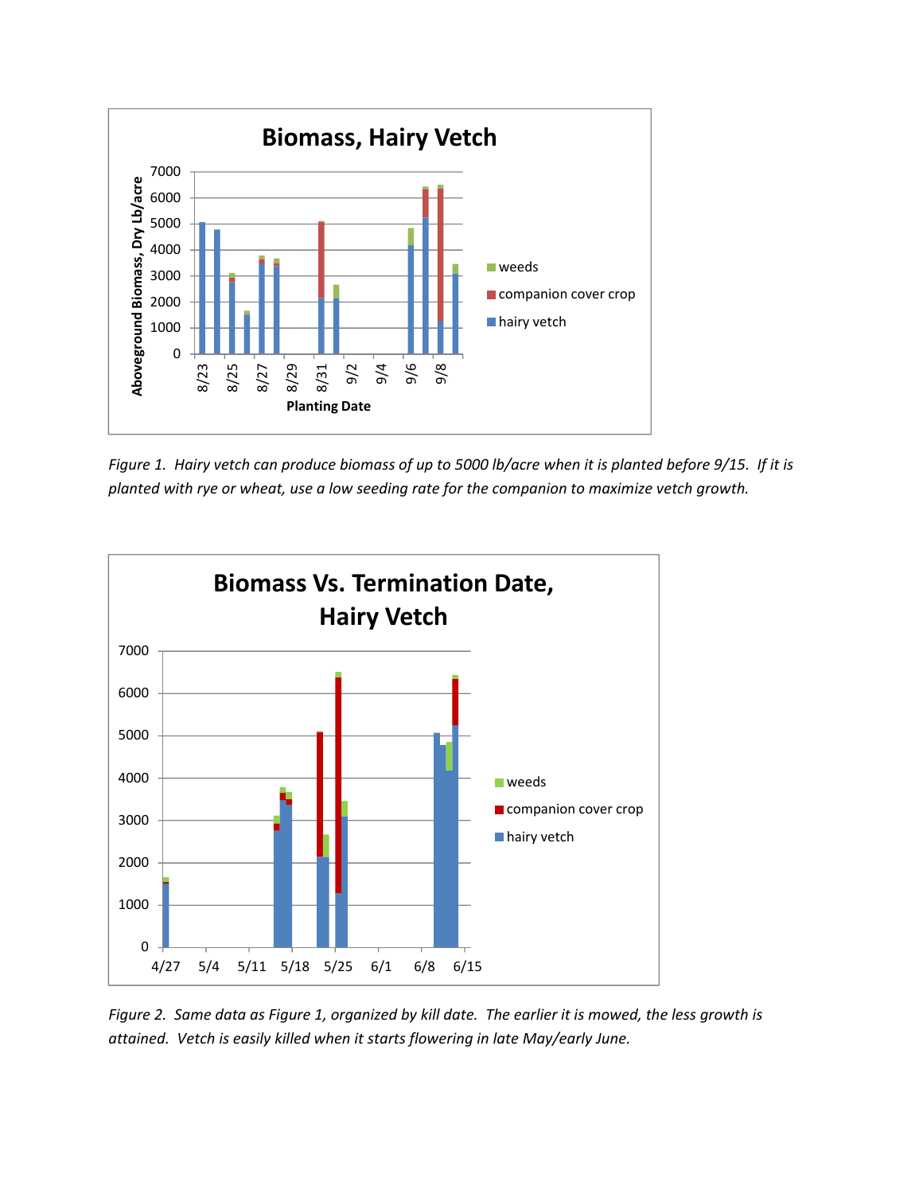*Figure 1. Hairy vetch can produce biomass of up to 5000 lb/acre when it is planted before 9/15. If it is planted with rye or wheat, use a low seeding rate for the companion to maximize vetch growth.*

*Figure 2. Same data as Figure 1, organized by kill date. The earlier it is mowed, the less growth is attained. Vetch is easily killed when it starts flowering in late May/early June.*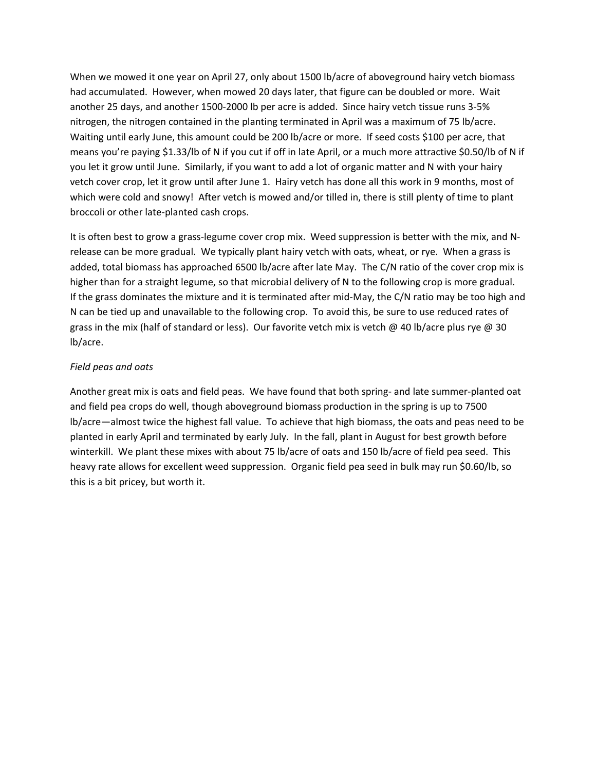When we mowed it one year on April 27, only about 1500 lb/acre of aboveground hairy vetch biomass had accumulated. However, when mowed 20 days later, that figure can be doubled or more. Wait another 25 days, and another 1500-2000 lb per acre is added. Since hairy vetch tissue runs 3-5% nitrogen, the nitrogen contained in the planting terminated in April was a maximum of 75 lb/acre. Waiting until early June, this amount could be 200 lb/acre or more. If seed costs $100 per acre, that means you're paying $1.33/lb of N if you cut if off in late April, or a much more attractive $0.50/lb of N if you let it grow until June. Similarly, if you want to add a lot of organic matter and N with your hairy vetch cover crop, let it grow until after June 1. Hairy vetch has done all this work in 9 months, most of which were cold and snowy! After vetch is mowed and/or tilled in, there is still plenty of time to plant broccoli or other late-planted cash crops.

It is often best to grow a grass-legume cover crop mix. Weed suppression is better with the mix, and N-release can be more gradual. We typically plant hairy vetch with oats, wheat, or rye. When a grass is added, total biomass has approached 6500 lb/acre after late May. The C/N ratio of the cover crop mix is higher than for a straight legume, so that microbial delivery of N to the following crop is more gradual. If the grass dominates the mixture and it is terminated after mid-May, the C/N ratio may be too high and N can be tied up and unavailable to the following crop. To avoid this, be sure to use reduced rates of grass in the mix (half of standard or less). Our favorite vetch mix is vetch @ 40 lb/acre plus rye @ 30 lb/acre.

*Field peas and oats*

Another great mix is oats and field peas. We have found that both spring- and late summer-planted oat and field pea crops do well, though aboveground biomass production in the spring is up to 7500 lb/acre—almost twice the highest fall value. To achieve that high biomass, the oats and peas need to be planted in early April and terminated by early July. In the fall, plant in August for best growth before winterkill. We plant these mixes with about 75 lb/acre of oats and 150 lb/acre of field pea seed. This heavy rate allows for excellent weed suppression. Organic field pea seed in bulk may run $0.60/lb, so this is a bit pricey, but worth it.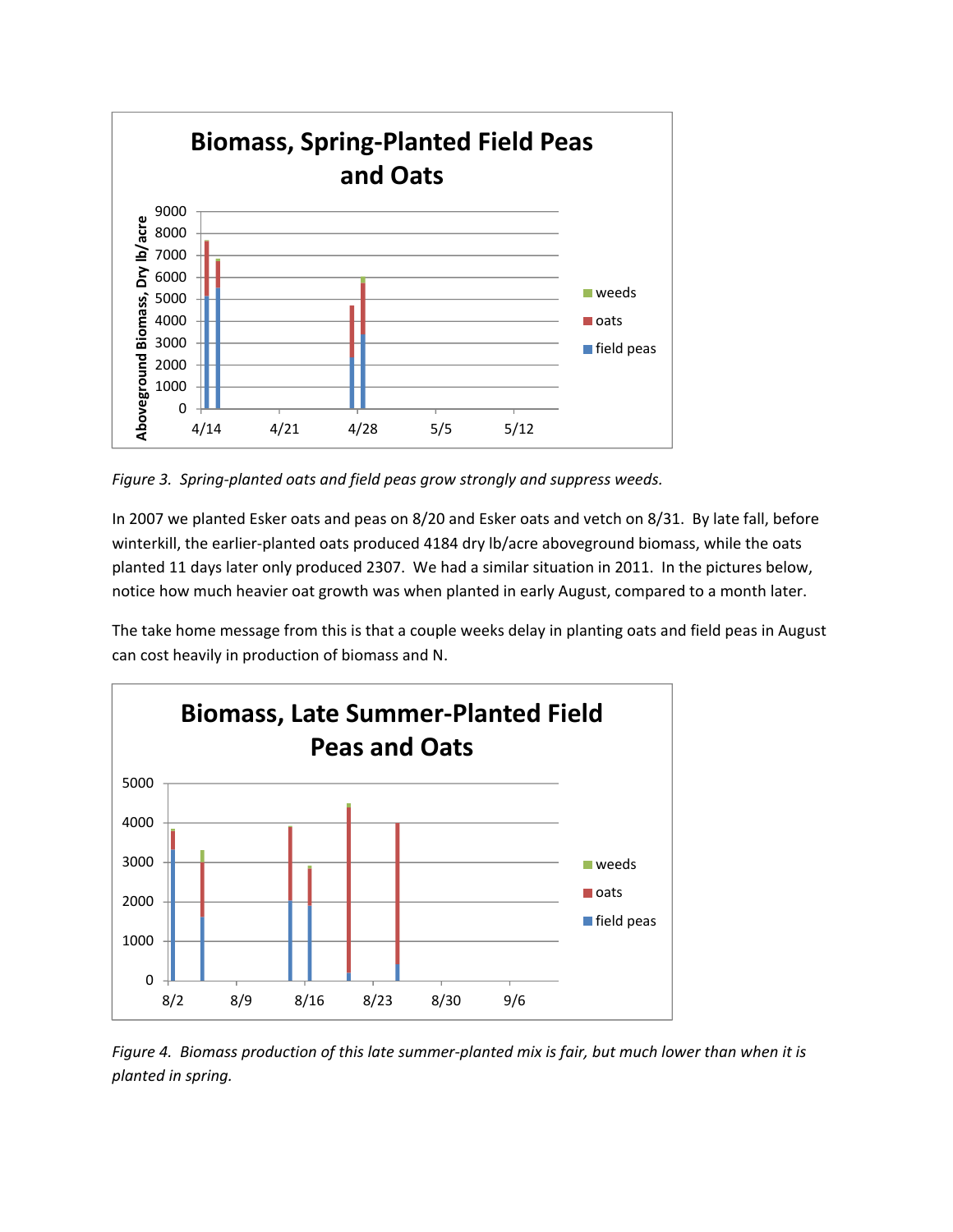*Figure 3. Spring-planted oats and field peas grow strongly and suppress weeds.*

In 2007 we planted Esker oats and peas on 8/20 and Esker oats and vetch on 8/31. By late fall, before winterkill, the earlier-planted oats produced 4184 dry lb/acre aboveground biomass, while the oats planted 11 days later only produced 2307. We had a similar situation in 2011. In the pictures below, notice how much heavier oat growth was when planted in early August, compared to a month later.

The take home message from this is that a couple weeks delay in planting oats and field peas in August can cost heavily in production of biomass and N.

*Figure 4. Biomass production of this late summer-planted mix is fair, but much lower than when it is planted in spring.*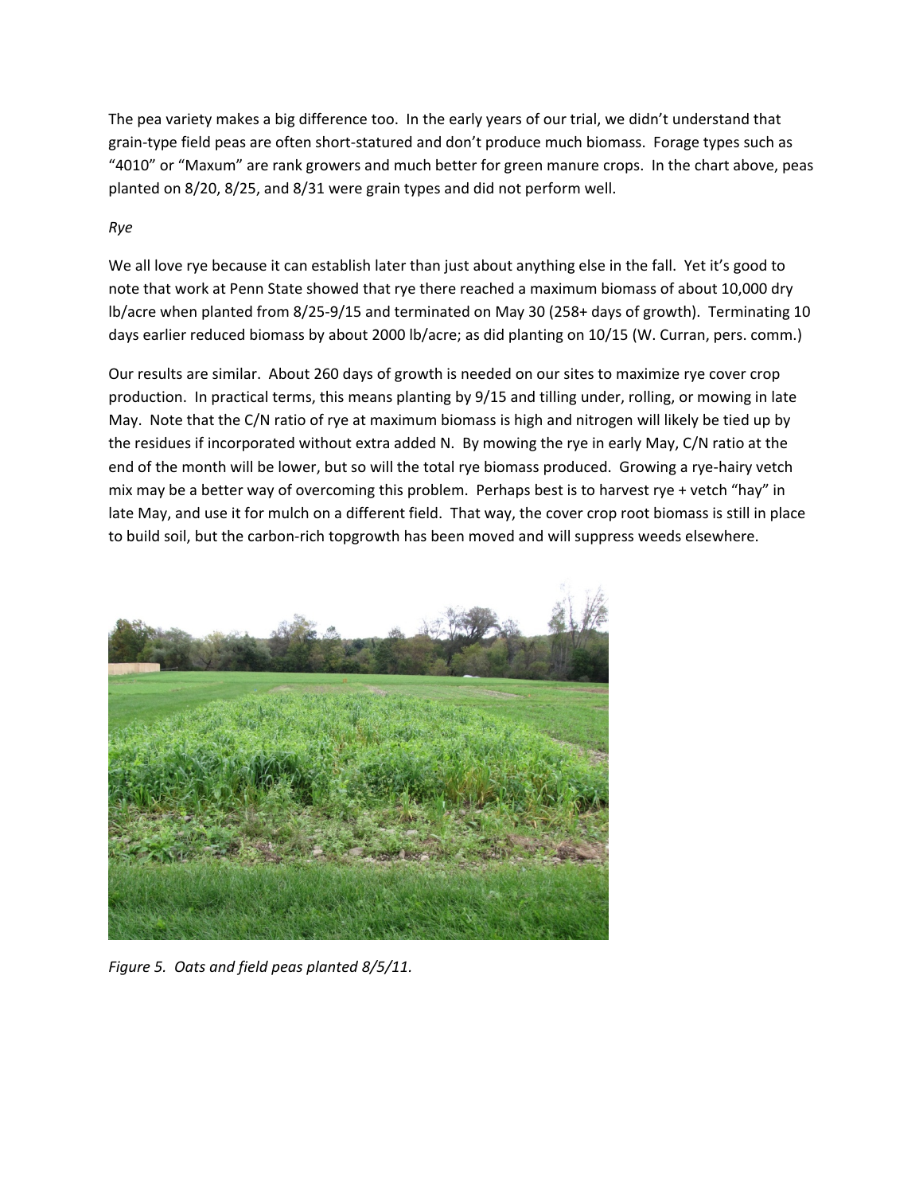The pea variety makes a big difference too. In the early years of our trial, we didn't understand that grain-type field peas are often short-statured and don't produce much biomass. Forage types such as "4010" or "Maxum" are rank growers and much better for green manure crops. In the chart above, peas planted on 8/20, 8/25, and 8/31 were grain types and did not perform well.

*Rye*

We all love rye because it can establish later than just about anything else in the fall. Yet it's good to note that work at Penn State showed that rye there reached a maximum biomass of about 10,000 dry lb/acre when planted from 8/25-9/15 and terminated on May 30 (258+ days of growth). Terminating 10 days earlier reduced biomass by about 2000 lb/acre; as did planting on 10/15 (W. Curran, pers. comm.)

Our results are similar. About 260 days of growth is needed on our sites to maximize rye cover crop production. In practical terms, this means planting by 9/15 and tilling under, rolling, or mowing in late May. Note that the C/N ratio of rye at maximum biomass is high and nitrogen will likely be tied up by the residues if incorporated without extra added N. By mowing the rye in early May, C/N ratio at the end of the month will be lower, but so will the total rye biomass produced. Growing a rye-hairy vetch mix may be a better way of overcoming this problem. Perhaps best is to harvest rye + vetch "hay" in late May, and use it for mulch on a different field. That way, the cover crop root biomass is still in place to build soil, but the carbon-rich topgrowth has been moved and will suppress weeds elsewhere.

*Figure 5. Oats and field peas planted 8/5/11.*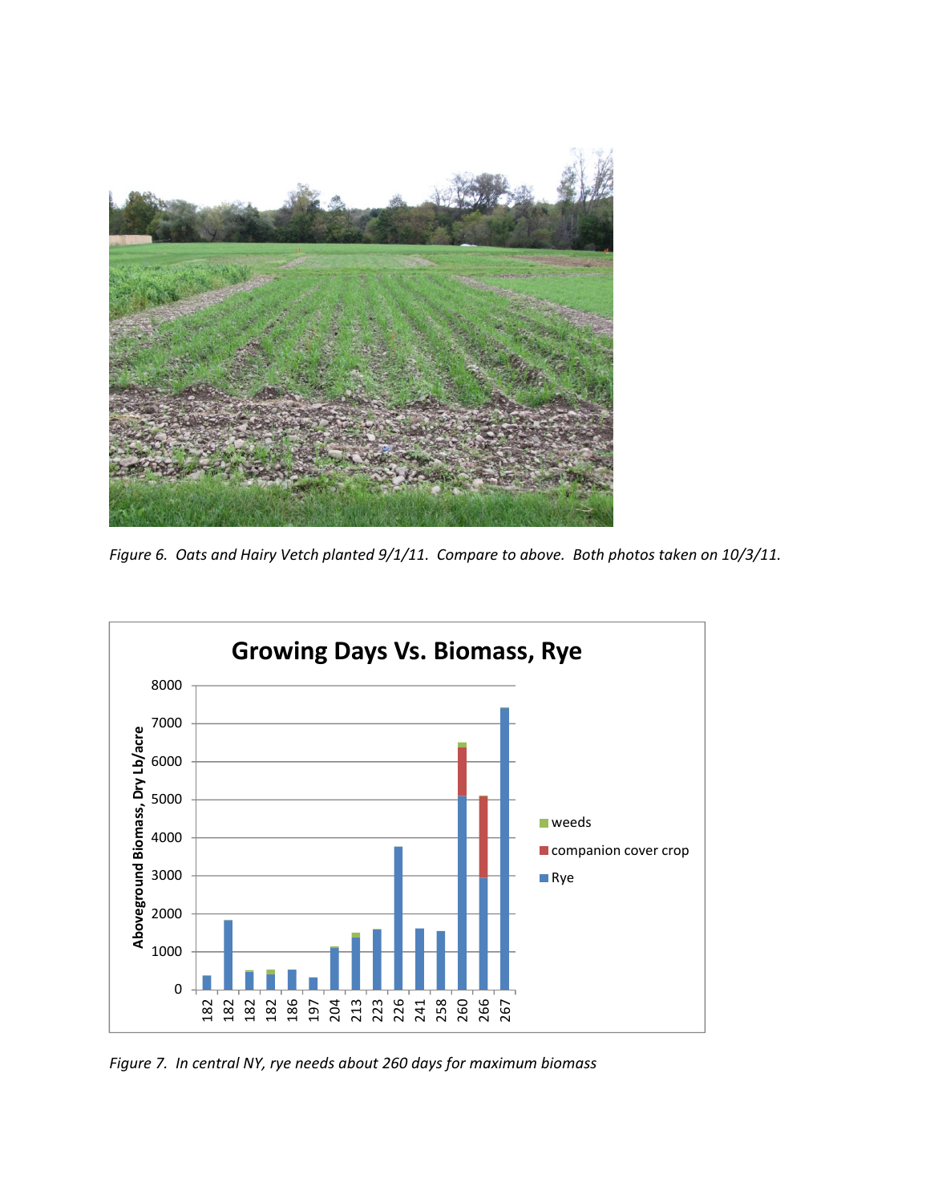*Figure 6. Oats and Hairy Vetch planted 9/1/11. Compare to above. Both photos taken on 10/3/11.*

*Figure 7. In central NY, rye needs about 260 days for maximum biomass*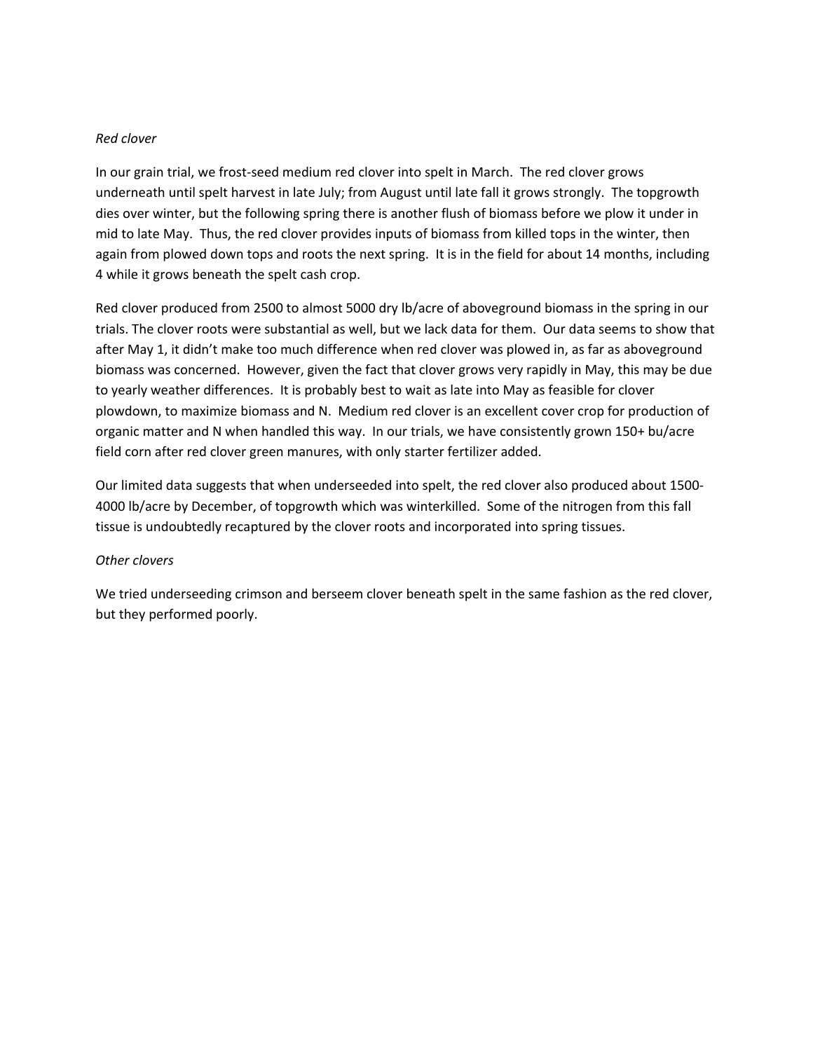*Red clover*

In our grain trial, we frost-seed medium red clover into spelt in March. The red clover grows underneath until spelt harvest in late July; from August until late fall it grows strongly. The topgrowth dies over winter, but the following spring there is another flush of biomass before we plow it under in mid to late May. Thus, the red clover provides inputs of biomass from killed tops in the winter, then again from plowed down tops and roots the next spring. It is in the field for about 14 months, including 4 while it grows beneath the spelt cash crop.

Red clover produced from 2500 to almost 5000 dry lb/acre of aboveground biomass in the spring in our trials. The clover roots were substantial as well, but we lack data for them. Our data seems to show that after May 1, it didn't make too much difference when red clover was plowed in, as far as aboveground biomass was concerned. However, given the fact that clover grows very rapidly in May, this may be due to yearly weather differences. It is probably best to wait as late into May as feasible for clover plowdown, to maximize biomass and N. Medium red clover is an excellent cover crop for production of organic matter and N when handled this way. In our trials, we have consistently grown 150+ bu/acre field corn after red clover green manures, with only starter fertilizer added.

Our limited data suggests that when underseeded into spelt, the red clover also produced about 1500-4000 lb/acre by December, of topgrowth which was winterkilled. Some of the nitrogen from this fall tissue is undoubtedly recaptured by the clover roots and incorporated into spring tissues.

*Other clovers*

We tried underseeding crimson and berseem clover beneath spelt in the same fashion as the red clover, but they performed poorly.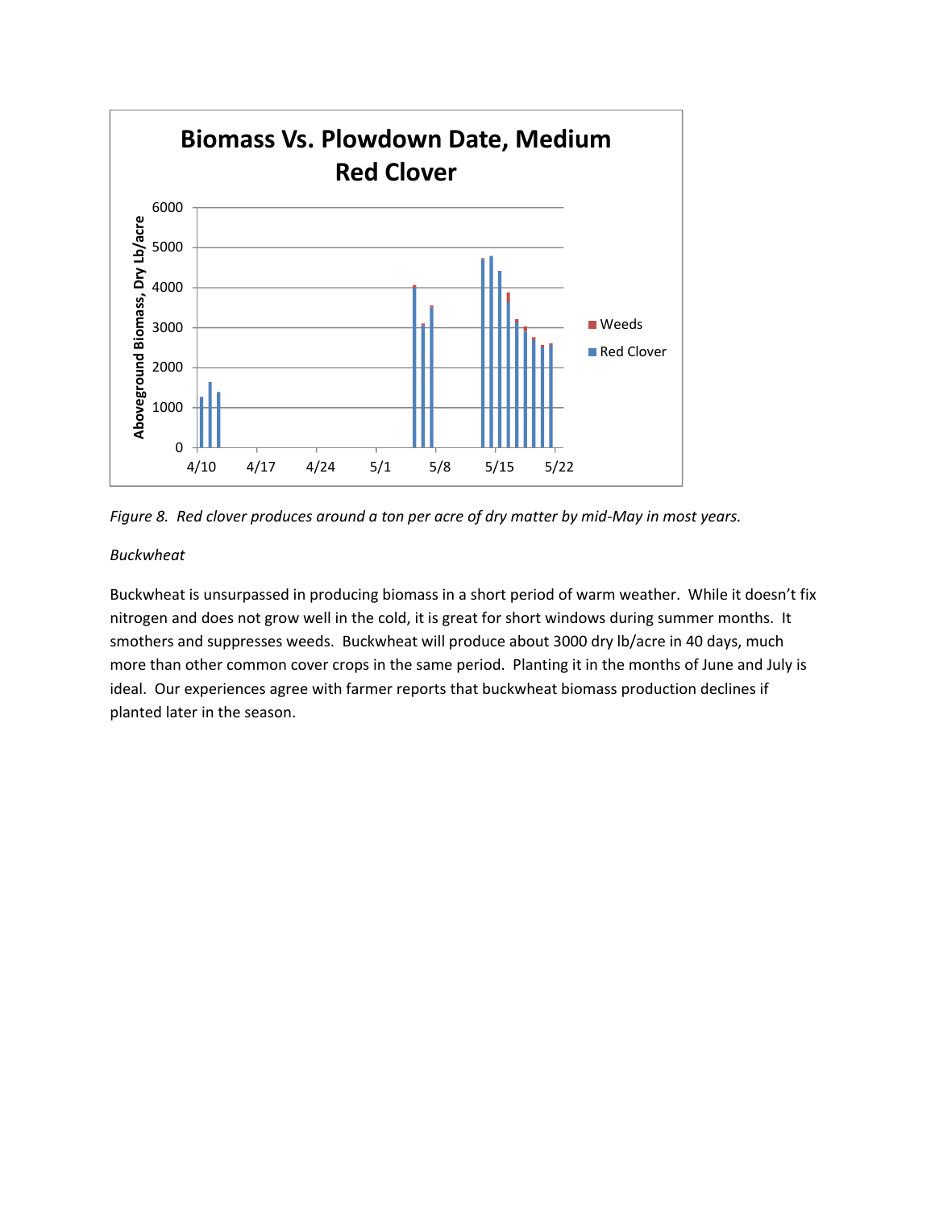Figure 8. *Red clover produces around a ton per acre of dry matter by mid-May in most years.*

*Buckwheat*

Buckwheat is unsurpassed in producing biomass in a short period of warm weather. While it doesn't fix nitrogen and does not grow well in the cold, it is great for short windows during summer months. It smothers and suppresses weeds. Buckwheat will produce about 3000 dry lb/acre in 40 days, much more than other common cover crops in the same period. Planting it in the months of June and July is ideal. Our experiences agree with farmer reports that buckwheat biomass production declines if planted later in the season.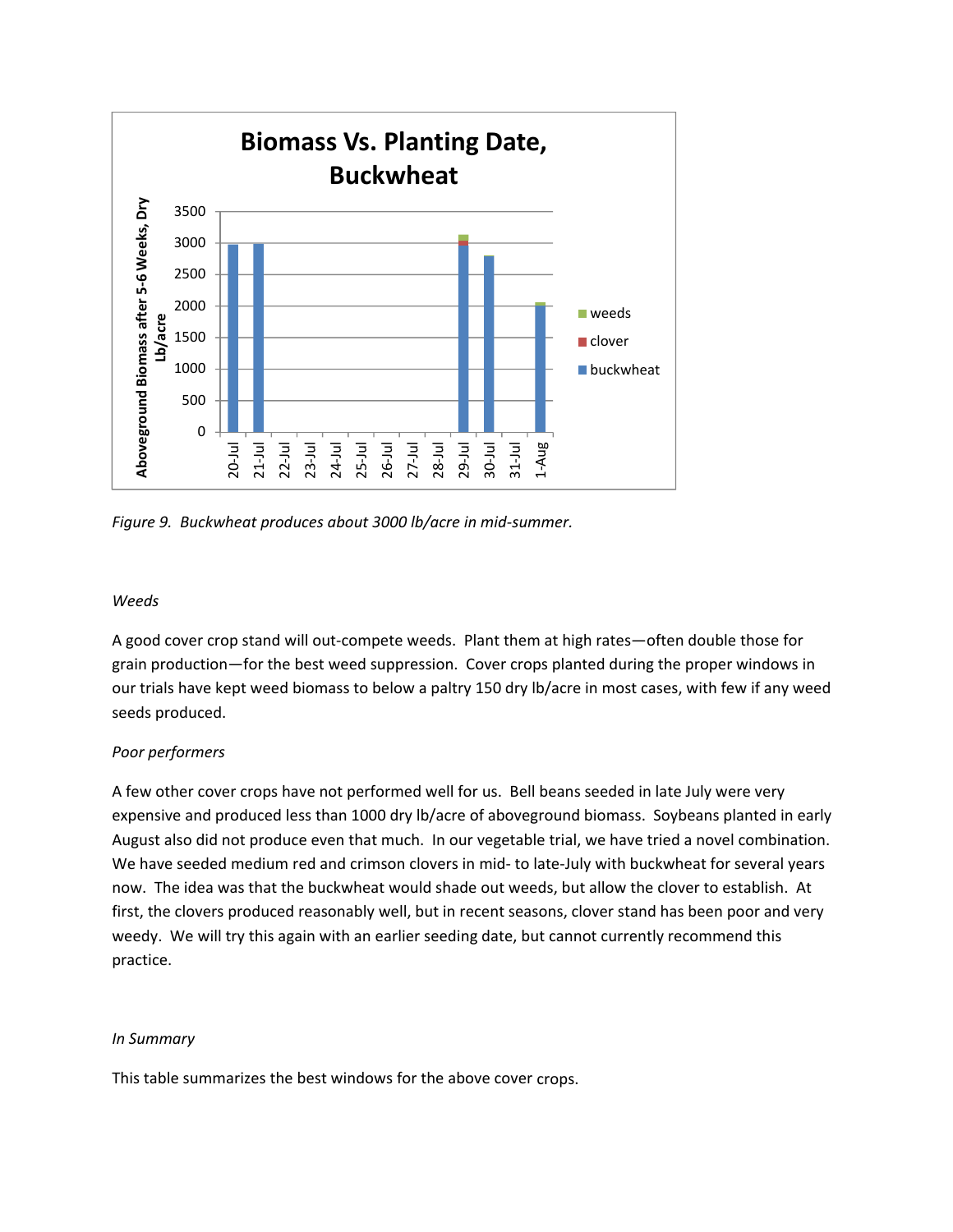*Figure 9. Buckwheat produces about 3000 lb/acre in mid-summer.*

*Weeds*

A good cover crop stand will out-compete weeds. Plant them at high rates—often double those for grain production—for the best weed suppression. Cover crops planted during the proper windows in our trials have kept weed biomass to below a paltry 150 dry lb/acre in most cases, with few if any weed seeds produced.

*Poor performers*

A few other cover crops have not performed well for us. Bell beans seeded in late July were very expensive and produced less than 1000 dry lb/acre of aboveground biomass. Soybeans planted in early August also did not produce even that much. In our vegetable trial, we have tried a novel combination. We have seeded medium red and crimson clovers in mid- to late-July with buckwheat for several years now. The idea was that the buckwheat would shade out weeds, but allow the clover to establish. At first, the clovers produced reasonably well, but in recent seasons, clover stand has been poor and very weedy. We will try this again with an earlier seeding date, but cannot currently recommend this practice.

*In Summary*

This table summarizes the best windows for the above cover crops.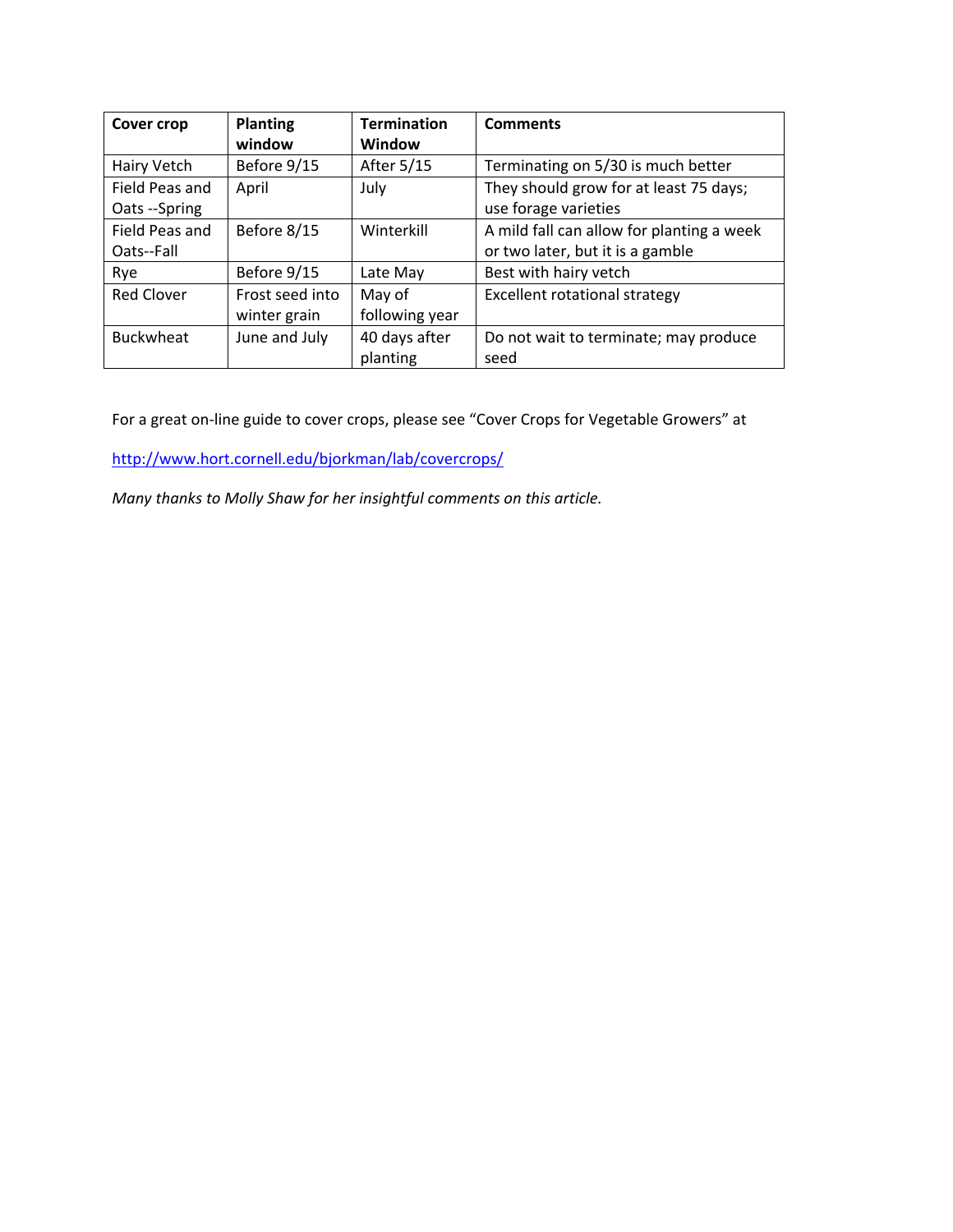| Cover crop | Planting window | Termination Window | Comments |
|---|---|---|---|
| Hairy Vetch | Before 9/15 | After 5/15 | Terminating on 5/30 is much better |
| Field Peas and Oats --Spring | April | July | They should grow for at least 75 days; use forage varieties |
| Field Peas and Oats--Fall | Before 8/15 | Winterkill | A mild fall can allow for planting a week or two later, but it is a gamble |
| Rye | Before 9/15 | Late May | Best with hairy vetch |
| Red Clover | Frost seed into winter grain | May of following year | Excellent rotational strategy |
| Buckwheat | June and July | 40 days after planting | Do not wait to terminate; may produce seed |

For a great on-line guide to cover crops, please see "Cover Crops for Vegetable Growers" at

http://www.hort.cornell.edu/bjorkman/lab/covercrops/

*Many thanks to Molly Shaw for her insightful comments on this article.*